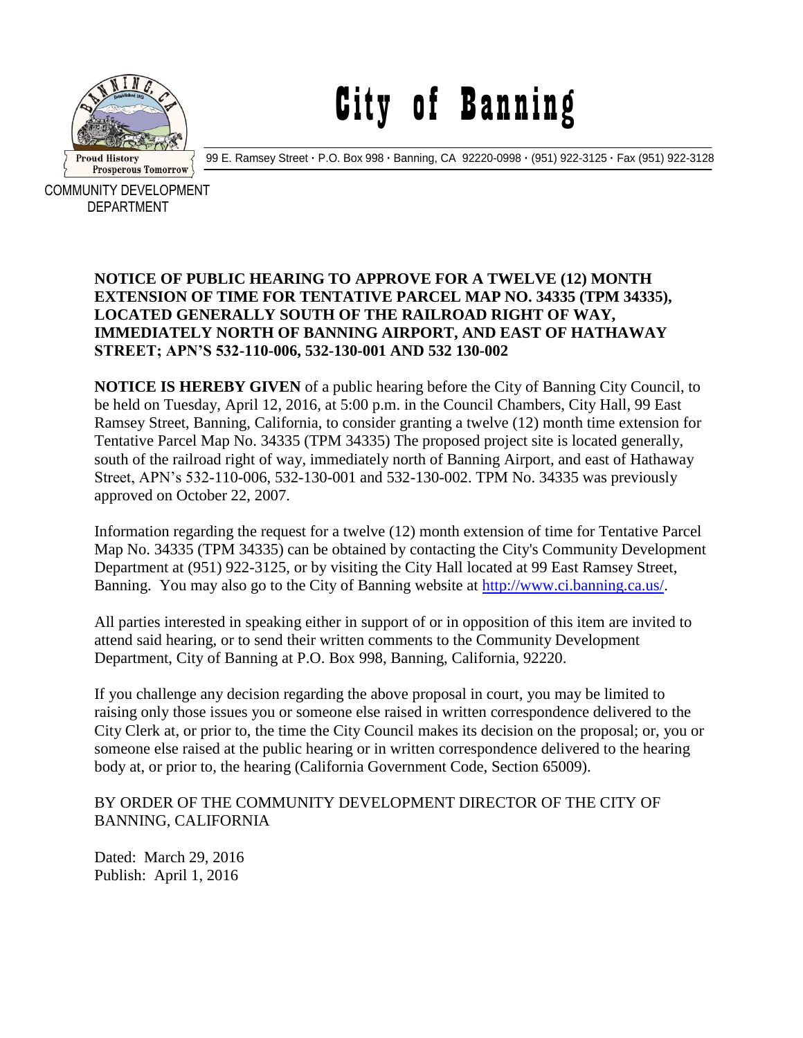# City of Banning

99 E. Ramsey Street · P.O. Box 998 · Banning, CA 92220-0998 · (951) 922-3125 · Fax (951) 922-3128

COMMUNITY DEVELOPMENT DEPARTMENT

**NOTICE OF PUBLIC HEARING TO APPROVE FOR A TWELVE (12) MONTH EXTENSION OF TIME FOR TENTATIVE PARCEL MAP NO. 34335 (TPM 34335), LOCATED GENERALLY SOUTH OF THE RAILROAD RIGHT OF WAY, IMMEDIATELY NORTH OF BANNING AIRPORT, AND EAST OF HATHAWAY STREET; APN'S 532-110-006, 532-130-001 AND 532 130-002**

**NOTICE IS HEREBY GIVEN** of a public hearing before the City of Banning City Council, to be held on Tuesday, April 12, 2016, at 5:00 p.m. in the Council Chambers, City Hall, 99 East Ramsey Street, Banning, California, to consider granting a twelve (12) month time extension for Tentative Parcel Map No. 34335 (TPM 34335) The proposed project site is located generally, south of the railroad right of way, immediately north of Banning Airport, and east of Hathaway Street, APN's 532-110-006, 532-130-001 and 532-130-002. TPM No. 34335 was previously approved on October 22, 2007.

Information regarding the request for a twelve (12) month extension of time for Tentative Parcel Map No. 34335 (TPM 34335) can be obtained by contacting the City's Community Development Department at (951) 922-3125, or by visiting the City Hall located at 99 East Ramsey Street, Banning. You may also go to the City of Banning website at http://www.ci.banning.ca.us/.

All parties interested in speaking either in support of or in opposition of this item are invited to attend said hearing, or to send their written comments to the Community Development Department, City of Banning at P.O. Box 998, Banning, California, 92220.

If you challenge any decision regarding the above proposal in court, you may be limited to raising only those issues you or someone else raised in written correspondence delivered to the City Clerk at, or prior to, the time the City Council makes its decision on the proposal; or, you or someone else raised at the public hearing or in written correspondence delivered to the hearing body at, or prior to, the hearing (California Government Code, Section 65009).

BY ORDER OF THE COMMUNITY DEVELOPMENT DIRECTOR OF THE CITY OF BANNING, CALIFORNIA

Dated: March 29, 2016
Publish: April 1, 2016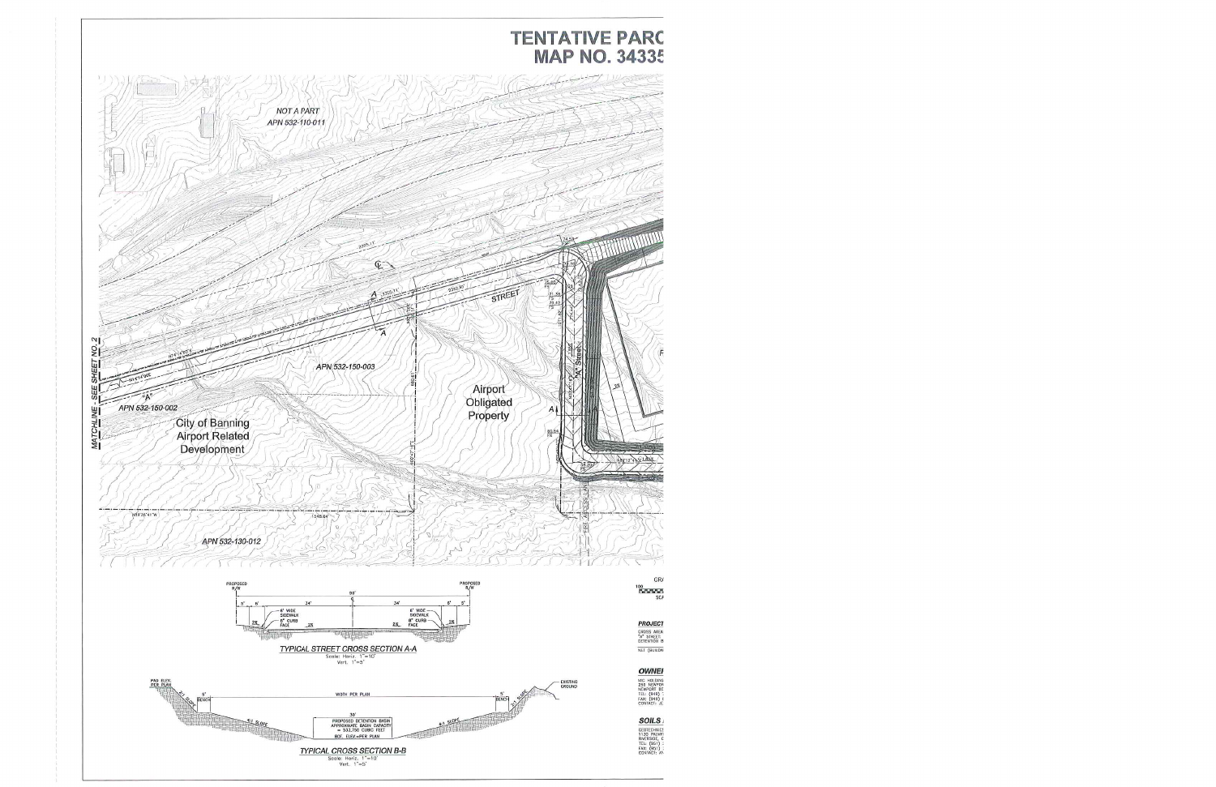# TENTATIVE PARC
# MAP NO. 34335

NOT A PART
APN 532-110-011

STREET

"A" STREET

APN 532-150-003

APN 532-150-002

City of Banning
Airport Related
Development

Airport
Obligated
Property

APN 532-130-012

MATCHLINE - SEE SHEET NO. 2

PROPOSED R/W

PROPOSED R/W

60'

5' 6' 24' 24' 6' 5'

6" WIDE SIDEWALK

6" CURB FACE

2% 2% 2% 2%

*TYPICAL STREET CROSS SECTION A-A*

Scale: Horiz. 1"=10'
Vert. 1"=5'

PAD ELEV. PER PLAN

5' BENCH

WIDTH PER PLAN

5' BENCH

EXISTING GROUND

4:1 SLOPE

30'

PROPOSED DETENTION BASIN
APPROXIMATE BASIN CAPACITY
= 533,750 CUBIC FEET
BOT. ELEV.=PER PLAN

*TYPICAL CROSS SECTION B-B*

Scale: Horiz. 1"=10'
Vert. 1"=5'

GRA

100

SCA

**PROJECT**

GROSS AREA
"A" STREET
DETENTION B

NET (BUILDIN

**OWNE**

**SOILS**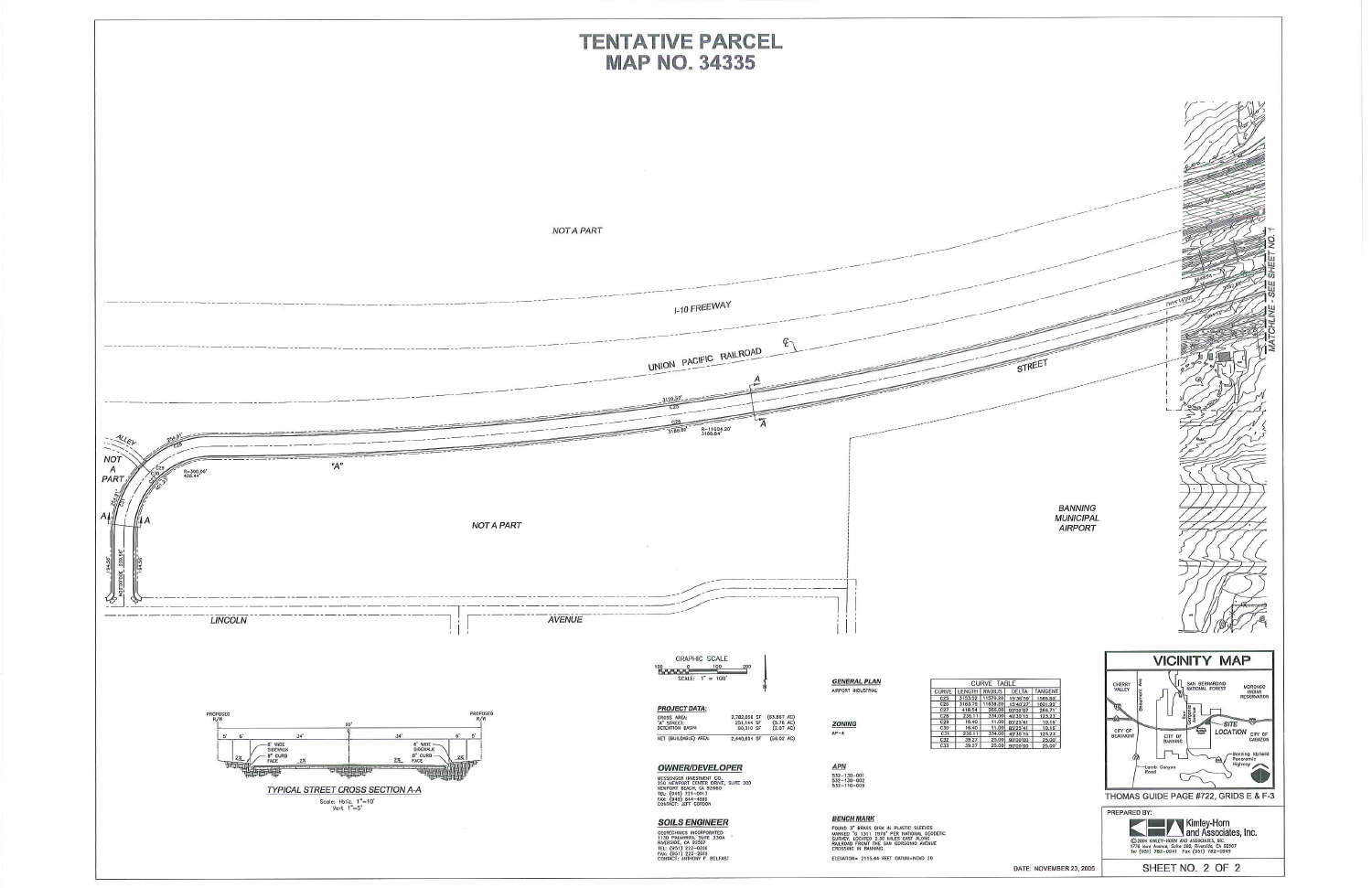# TENTATIVE PARCEL MAP NO. 34335

NOT A PART

I-10 FREEWAY

UNION PACIFIC RAILROAD

STREET

"A"

ALLEY

NOT A PART

NOT A PART

BANNING MUNICIPAL AIRPORT

LINCOLN AVENUE

MATCHLINE - SEE SHEET NO. 1

TYPICAL STREET CROSS SECTION A-A

Scale: Horiz. 1"=10'
Vert. 1"=5'

PROPOSED R/W — 5' 6' 34' 34' 6' 5' — 80' — PROPOSED R/W

6" WIDE SIDEWALK
6" CURB FACE
2%

GRAPHIC SCALE

SCALE: 1" = 100'

**PROJECT DATA:**

| | | |
|---|---|---|
| GROSS AREA: | 2,782,058 SF | (63.867 AC) |
| "A" STREET: | 251,144 SF | (5.76 AC) |
| DETENTION BASIN: | 90,310 SF | (2.07 AC) |
| NET (BUILDABLE) AREA: | 2,440,604 SF | (56.03 AC) |

**OWNER/DEVELOPER**

MESSENGER INVESTMENT CO.
550 NEWPORT CENTER DRIVE, SUITE 300
NEWPORT BEACH, CA 92660
TEL: (949) 721-0613
FAX: (949) 644-4890
CONTACT: JEFF GORDON

**SOILS ENGINEER**

GEOTECHNICS INCORPORATED
1130 PALMYRITA, SUITE 330A
RIVERSIDE, CA 92507
TEL: (951) 222-0256
FAX: (951) 222-2076
CONTACT: ANTHONY F. BELFAST

**GENERAL PLAN**

AIRPORT INDUSTRIAL

**ZONING**

AP-4

**APN**

532-120-001
532-120-002
532-110-006

**BENCH MARK**

FOUND 3" BRASS DISK IN PLASTIC SLEEVES MARKED "Q 1311 1976" PER NATIONAL GEODETIC SURVEY, LOCATED 2.30 MILES EAST ALONG RAILROAD FRONT THE SAN GORGONIO AVENUE CROSSING IN BANNING.

ELEVATION= 2115.44 FEET DATUM=NGVD 29

CURVE TABLE

| CURVE | LENGTH | RADIUS | DELTA | TANGENT |
|---|---|---|---|---|
| C25 | 3123.32 | 11579.20 | 15°30'19" | 1586.86' |
| C26 | 3183.76 | 11638.20 | 15°40'27" | 1602.55' |
| C27 | 418.54 | 265.00 | 90°29'07" | 266.71' |
| C28 | 235.11 | 334.00 | 40°19'15" | 123.23' |
| C29 | 16.40 | 11.00 | 85°25'41" | 10.15' |
| C30 | 16.40 | 11.00 | 85°25'41" | 10.15' |
| C31 | 235.11 | 334.00 | 40°19'15" | 123.23' |
| C32 | 39.27 | 25.00 | 90°00'00" | 25.00' |
| C33 | 39.27 | 25.00 | 90°00'00" | 25.00' |

DATE: NOVEMBER 23, 2005

VICINITY MAP

CHERRY VALLEY — SAN BERNARDINO NATIONAL FOREST — MORONGO INDIAN RESERVATION — CITY OF BEAUMONT — CITY OF BANNING — SITE LOCATION — CITY OF CABAZON — Lamb Canyon Road — Banning Idyllwild Panoramic Highway

THOMAS GUIDE PAGE #722, GRIDS E & F-3

PREPARED BY:

Kimley-Horn and Associates, Inc.
©2004 KIMLEY-HORN AND ASSOCIATES, INC.
3770 Iowa Avenue, Suite 200, Riverside, CA 92507
Tel (951) 782-0941 Fax (951) 782-0949

SHEET NO. 2 OF 2